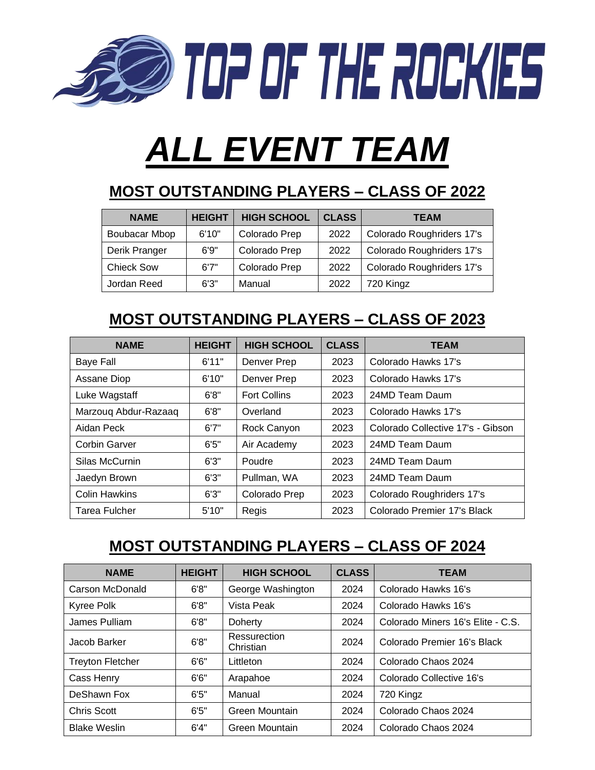# TOP OF THE ROCKIES

# ***ALL EVENT TEAM***

## MOST OUTSTANDING PLAYERS – CLASS OF 2022

| NAME | HEIGHT | HIGH SCHOOL | CLASS | TEAM |
|---|---|---|---|---|
| Boubacar Mbop | 6'10" | Colorado Prep | 2022 | Colorado Roughriders 17's |
| Derik Pranger | 6'9" | Colorado Prep | 2022 | Colorado Roughriders 17's |
| Chieck Sow | 6'7" | Colorado Prep | 2022 | Colorado Roughriders 17's |
| Jordan Reed | 6'3" | Manual | 2022 | 720 Kingz |

## MOST OUTSTANDING PLAYERS – CLASS OF 2023

| NAME | HEIGHT | HIGH SCHOOL | CLASS | TEAM |
|---|---|---|---|---|
| Baye Fall | 6'11" | Denver Prep | 2023 | Colorado Hawks 17's |
| Assane Diop | 6'10" | Denver Prep | 2023 | Colorado Hawks 17's |
| Luke Wagstaff | 6'8" | Fort Collins | 2023 | 24MD Team Daum |
| Marzouq Abdur-Razaaq | 6'8" | Overland | 2023 | Colorado Hawks 17's |
| Aidan Peck | 6'7" | Rock Canyon | 2023 | Colorado Collective 17's - Gibson |
| Corbin Garver | 6'5" | Air Academy | 2023 | 24MD Team Daum |
| Silas McCurnin | 6'3" | Poudre | 2023 | 24MD Team Daum |
| Jaedyn Brown | 6'3" | Pullman, WA | 2023 | 24MD Team Daum |
| Colin Hawkins | 6'3" | Colorado Prep | 2023 | Colorado Roughriders 17's |
| Tarea Fulcher | 5'10" | Regis | 2023 | Colorado Premier 17's Black |

## MOST OUTSTANDING PLAYERS – CLASS OF 2024

| NAME | HEIGHT | HIGH SCHOOL | CLASS | TEAM |
|---|---|---|---|---|
| Carson McDonald | 6'8" | George Washington | 2024 | Colorado Hawks 16's |
| Kyree Polk | 6'8" | Vista Peak | 2024 | Colorado Hawks 16's |
| James Pulliam | 6'8" | Doherty | 2024 | Colorado Miners 16's Elite - C.S. |
| Jacob Barker | 6'8" | Ressurection Christian | 2024 | Colorado Premier 16's Black |
| Treyton Fletcher | 6'6" | Littleton | 2024 | Colorado Chaos 2024 |
| Cass Henry | 6'6" | Arapahoe | 2024 | Colorado Collective 16's |
| DeShawn Fox | 6'5" | Manual | 2024 | 720 Kingz |
| Chris Scott | 6'5" | Green Mountain | 2024 | Colorado Chaos 2024 |
| Blake Weslin | 6'4" | Green Mountain | 2024 | Colorado Chaos 2024 |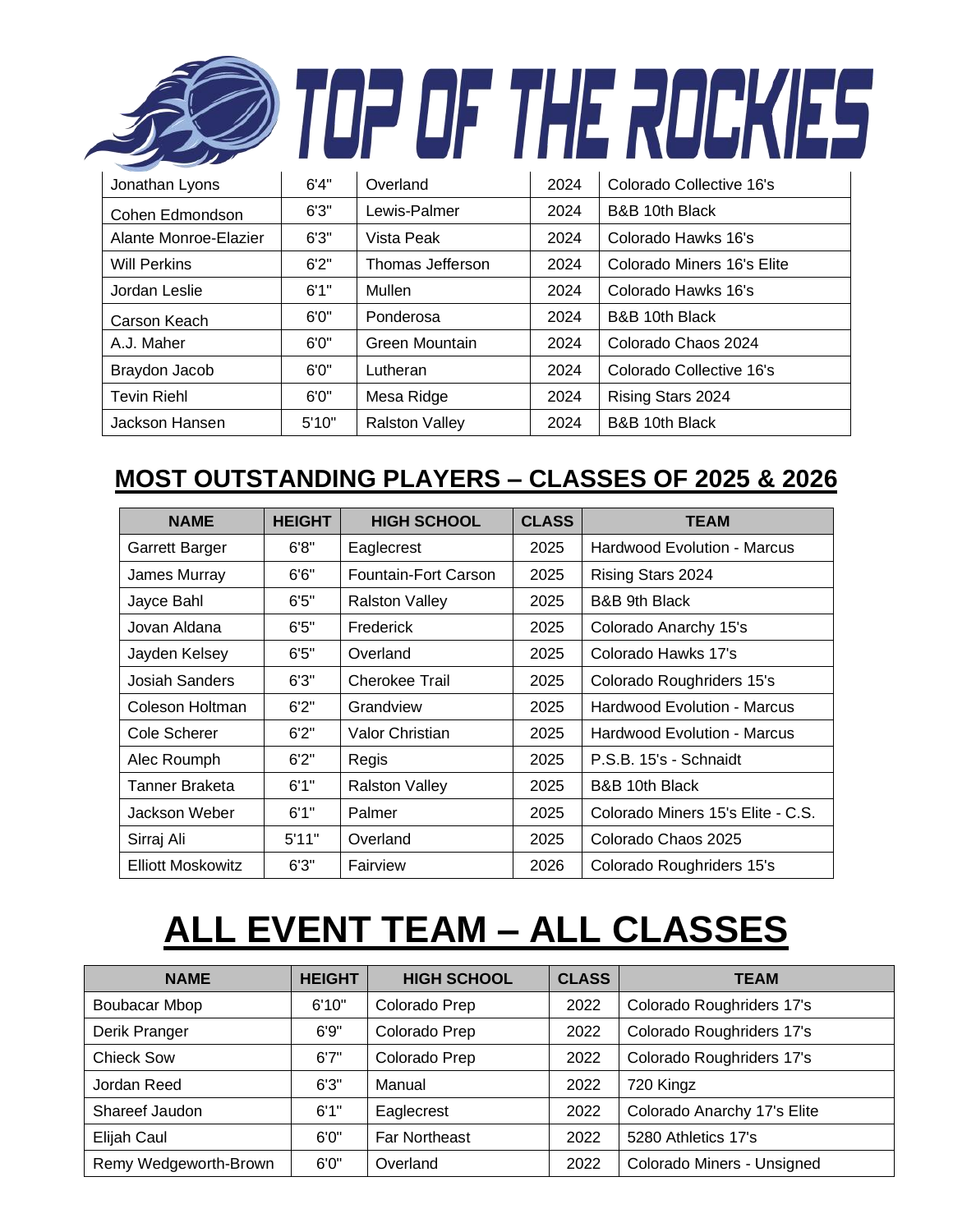# TOP OF THE ROCKIES

| | | | | |
|---|---|---|---|---|
| Jonathan Lyons | 6'4" | Overland | 2024 | Colorado Collective 16's |
| Cohen Edmondson | 6'3" | Lewis-Palmer | 2024 | B&B 10th Black |
| Alante Monroe-Elazier | 6'3" | Vista Peak | 2024 | Colorado Hawks 16's |
| Will Perkins | 6'2" | Thomas Jefferson | 2024 | Colorado Miners 16's Elite |
| Jordan Leslie | 6'1" | Mullen | 2024 | Colorado Hawks 16's |
| Carson Keach | 6'0" | Ponderosa | 2024 | B&B 10th Black |
| A.J. Maher | 6'0" | Green Mountain | 2024 | Colorado Chaos 2024 |
| Braydon Jacob | 6'0" | Lutheran | 2024 | Colorado Collective 16's |
| Tevin Riehl | 6'0" | Mesa Ridge | 2024 | Rising Stars 2024 |
| Jackson Hansen | 5'10" | Ralston Valley | 2024 | B&B 10th Black |

## MOST OUTSTANDING PLAYERS – CLASSES OF 2025 & 2026

| NAME | HEIGHT | HIGH SCHOOL | CLASS | TEAM |
|---|---|---|---|---|
| Garrett Barger | 6'8" | Eaglecrest | 2025 | Hardwood Evolution - Marcus |
| James Murray | 6'6" | Fountain-Fort Carson | 2025 | Rising Stars 2024 |
| Jayce Bahl | 6'5" | Ralston Valley | 2025 | B&B 9th Black |
| Jovan Aldana | 6'5" | Frederick | 2025 | Colorado Anarchy 15's |
| Jayden Kelsey | 6'5" | Overland | 2025 | Colorado Hawks 17's |
| Josiah Sanders | 6'3" | Cherokee Trail | 2025 | Colorado Roughriders 15's |
| Coleson Holtman | 6'2" | Grandview | 2025 | Hardwood Evolution - Marcus |
| Cole Scherer | 6'2" | Valor Christian | 2025 | Hardwood Evolution - Marcus |
| Alec Roumph | 6'2" | Regis | 2025 | P.S.B. 15's - Schnaidt |
| Tanner Braketa | 6'1" | Ralston Valley | 2025 | B&B 10th Black |
| Jackson Weber | 6'1" | Palmer | 2025 | Colorado Miners 15's Elite - C.S. |
| Sirraj Ali | 5'11" | Overland | 2025 | Colorado Chaos 2025 |
| Elliott Moskowitz | 6'3" | Fairview | 2026 | Colorado Roughriders 15's |

# ALL EVENT TEAM – ALL CLASSES

| NAME | HEIGHT | HIGH SCHOOL | CLASS | TEAM |
|---|---|---|---|---|
| Boubacar Mbop | 6'10" | Colorado Prep | 2022 | Colorado Roughriders 17's |
| Derik Pranger | 6'9" | Colorado Prep | 2022 | Colorado Roughriders 17's |
| Chieck Sow | 6'7" | Colorado Prep | 2022 | Colorado Roughriders 17's |
| Jordan Reed | 6'3" | Manual | 2022 | 720 Kingz |
| Shareef Jaudon | 6'1" | Eaglecrest | 2022 | Colorado Anarchy 17's Elite |
| Elijah Caul | 6'0" | Far Northeast | 2022 | 5280 Athletics 17's |
| Remy Wedgeworth-Brown | 6'0" | Overland | 2022 | Colorado Miners - Unsigned |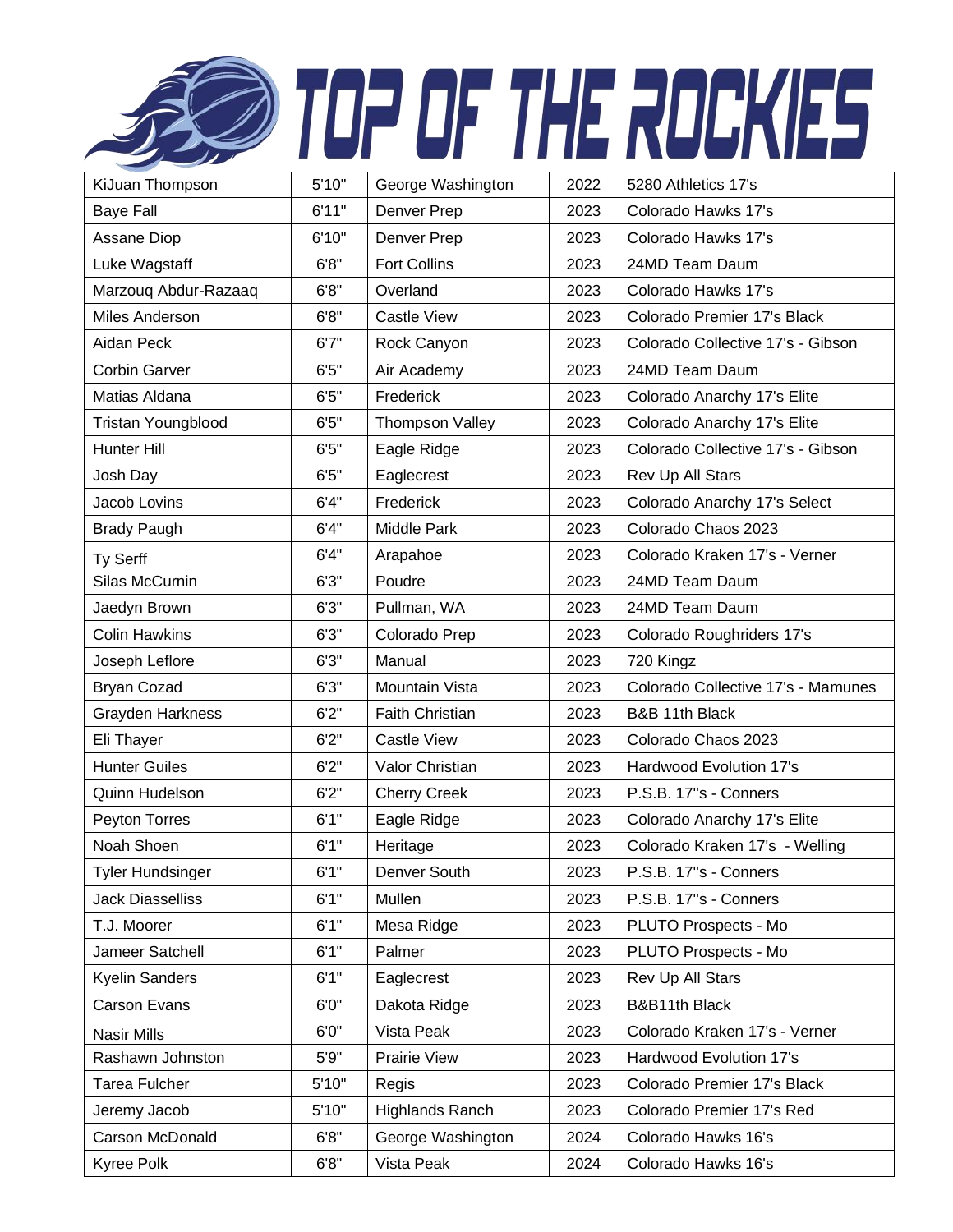| | | | | |
|---|---|---|---|---|
| KiJuan Thompson | 5'10" | George Washington | 2022 | 5280 Athletics 17's |
| Baye Fall | 6'11" | Denver Prep | 2023 | Colorado Hawks 17's |
| Assane Diop | 6'10" | Denver Prep | 2023 | Colorado Hawks 17's |
| Luke Wagstaff | 6'8" | Fort Collins | 2023 | 24MD Team Daum |
| Marzouq Abdur-Razaaq | 6'8" | Overland | 2023 | Colorado Hawks 17's |
| Miles Anderson | 6'8" | Castle View | 2023 | Colorado Premier 17's Black |
| Aidan Peck | 6'7" | Rock Canyon | 2023 | Colorado Collective 17's - Gibson |
| Corbin Garver | 6'5" | Air Academy | 2023 | 24MD Team Daum |
| Matias Aldana | 6'5" | Frederick | 2023 | Colorado Anarchy 17's Elite |
| Tristan Youngblood | 6'5" | Thompson Valley | 2023 | Colorado Anarchy 17's Elite |
| Hunter Hill | 6'5" | Eagle Ridge | 2023 | Colorado Collective 17's - Gibson |
| Josh Day | 6'5" | Eaglecrest | 2023 | Rev Up All Stars |
| Jacob Lovins | 6'4" | Frederick | 2023 | Colorado Anarchy 17's Select |
| Brady Paugh | 6'4" | Middle Park | 2023 | Colorado Chaos 2023 |
| Ty Serff | 6'4" | Arapahoe | 2023 | Colorado Kraken 17's - Verner |
| Silas McCurnin | 6'3" | Poudre | 2023 | 24MD Team Daum |
| Jaedyn Brown | 6'3" | Pullman, WA | 2023 | 24MD Team Daum |
| Colin Hawkins | 6'3" | Colorado Prep | 2023 | Colorado Roughriders 17's |
| Joseph Leflore | 6'3" | Manual | 2023 | 720 Kingz |
| Bryan Cozad | 6'3" | Mountain Vista | 2023 | Colorado Collective 17's - Mamunes |
| Grayden Harkness | 6'2" | Faith Christian | 2023 | B&B 11th Black |
| Eli Thayer | 6'2" | Castle View | 2023 | Colorado Chaos 2023 |
| Hunter Guiles | 6'2" | Valor Christian | 2023 | Hardwood Evolution 17's |
| Quinn Hudelson | 6'2" | Cherry Creek | 2023 | P.S.B. 17"s - Conners |
| Peyton Torres | 6'1" | Eagle Ridge | 2023 | Colorado Anarchy 17's Elite |
| Noah Shoen | 6'1" | Heritage | 2023 | Colorado Kraken 17's - Welling |
| Tyler Hundsinger | 6'1" | Denver South | 2023 | P.S.B. 17"s - Conners |
| Jack Diasselliss | 6'1" | Mullen | 2023 | P.S.B. 17"s - Conners |
| T.J. Moorer | 6'1" | Mesa Ridge | 2023 | PLUTO Prospects - Mo |
| Jameer Satchell | 6'1" | Palmer | 2023 | PLUTO Prospects - Mo |
| Kyelin Sanders | 6'1" | Eaglecrest | 2023 | Rev Up All Stars |
| Carson Evans | 6'0" | Dakota Ridge | 2023 | B&B11th Black |
| Nasir Mills | 6'0" | Vista Peak | 2023 | Colorado Kraken 17's - Verner |
| Rashawn Johnston | 5'9" | Prairie View | 2023 | Hardwood Evolution 17's |
| Tarea Fulcher | 5'10" | Regis | 2023 | Colorado Premier 17's Black |
| Jeremy Jacob | 5'10" | Highlands Ranch | 2023 | Colorado Premier 17's Red |
| Carson McDonald | 6'8" | George Washington | 2024 | Colorado Hawks 16's |
| Kyree Polk | 6'8" | Vista Peak | 2024 | Colorado Hawks 16's |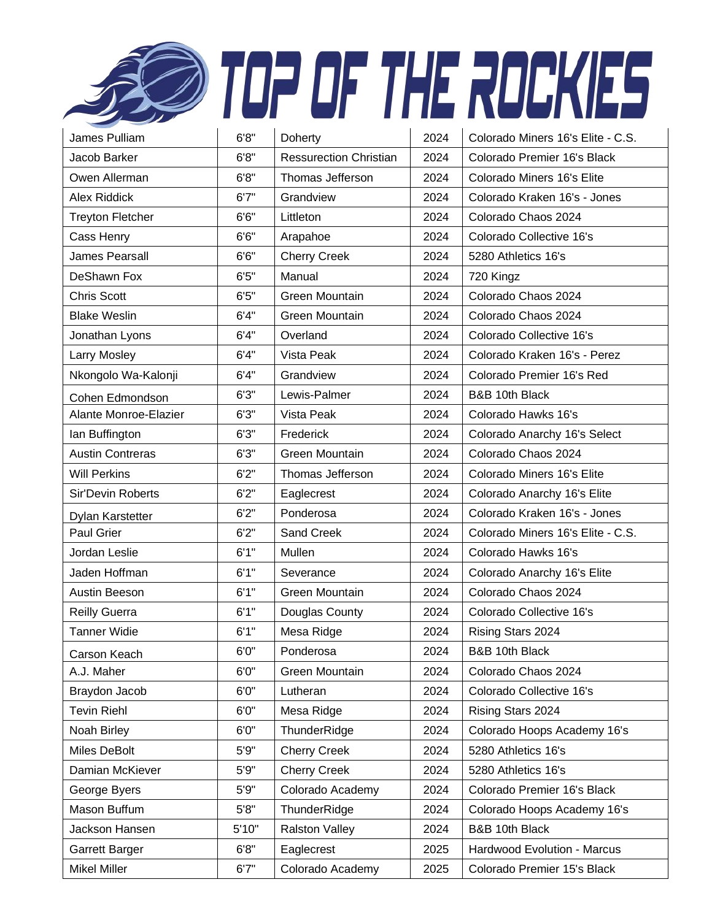# TOP OF THE ROCKIES

| James Pulliam | 6'8" | Doherty | 2024 | Colorado Miners 16's Elite - C.S. |
|---|---|---|---|---|
| Jacob Barker | 6'8" | Ressurection Christian | 2024 | Colorado Premier 16's Black |
| Owen Allerman | 6'8" | Thomas Jefferson | 2024 | Colorado Miners 16's Elite |
| Alex Riddick | 6'7" | Grandview | 2024 | Colorado Kraken 16's - Jones |
| Treyton Fletcher | 6'6" | Littleton | 2024 | Colorado Chaos 2024 |
| Cass Henry | 6'6" | Arapahoe | 2024 | Colorado Collective 16's |
| James Pearsall | 6'6" | Cherry Creek | 2024 | 5280 Athletics 16's |
| DeShawn Fox | 6'5" | Manual | 2024 | 720 Kingz |
| Chris Scott | 6'5" | Green Mountain | 2024 | Colorado Chaos 2024 |
| Blake Weslin | 6'4" | Green Mountain | 2024 | Colorado Chaos 2024 |
| Jonathan Lyons | 6'4" | Overland | 2024 | Colorado Collective 16's |
| Larry Mosley | 6'4" | Vista Peak | 2024 | Colorado Kraken 16's - Perez |
| Nkongolo Wa-Kalonji | 6'4" | Grandview | 2024 | Colorado Premier 16's Red |
| Cohen Edmondson | 6'3" | Lewis-Palmer | 2024 | B&B 10th Black |
| Alante Monroe-Elazier | 6'3" | Vista Peak | 2024 | Colorado Hawks 16's |
| Ian Buffington | 6'3" | Frederick | 2024 | Colorado Anarchy 16's Select |
| Austin Contreras | 6'3" | Green Mountain | 2024 | Colorado Chaos 2024 |
| Will Perkins | 6'2" | Thomas Jefferson | 2024 | Colorado Miners 16's Elite |
| Sir'Devin Roberts | 6'2" | Eaglecrest | 2024 | Colorado Anarchy 16's Elite |
| Dylan Karstetter | 6'2" | Ponderosa | 2024 | Colorado Kraken 16's - Jones |
| Paul Grier | 6'2" | Sand Creek | 2024 | Colorado Miners 16's Elite - C.S. |
| Jordan Leslie | 6'1" | Mullen | 2024 | Colorado Hawks 16's |
| Jaden Hoffman | 6'1" | Severance | 2024 | Colorado Anarchy 16's Elite |
| Austin Beeson | 6'1" | Green Mountain | 2024 | Colorado Chaos 2024 |
| Reilly Guerra | 6'1" | Douglas County | 2024 | Colorado Collective 16's |
| Tanner Widie | 6'1" | Mesa Ridge | 2024 | Rising Stars 2024 |
| Carson Keach | 6'0" | Ponderosa | 2024 | B&B 10th Black |
| A.J. Maher | 6'0" | Green Mountain | 2024 | Colorado Chaos 2024 |
| Braydon Jacob | 6'0" | Lutheran | 2024 | Colorado Collective 16's |
| Tevin Riehl | 6'0" | Mesa Ridge | 2024 | Rising Stars 2024 |
| Noah Birley | 6'0" | ThunderRidge | 2024 | Colorado Hoops Academy 16's |
| Miles DeBolt | 5'9" | Cherry Creek | 2024 | 5280 Athletics 16's |
| Damian McKiever | 5'9" | Cherry Creek | 2024 | 5280 Athletics 16's |
| George Byers | 5'9" | Colorado Academy | 2024 | Colorado Premier 16's Black |
| Mason Buffum | 5'8" | ThunderRidge | 2024 | Colorado Hoops Academy 16's |
| Jackson Hansen | 5'10" | Ralston Valley | 2024 | B&B 10th Black |
| Garrett Barger | 6'8" | Eaglecrest | 2025 | Hardwood Evolution - Marcus |
| Mikel Miller | 6'7" | Colorado Academy | 2025 | Colorado Premier 15's Black |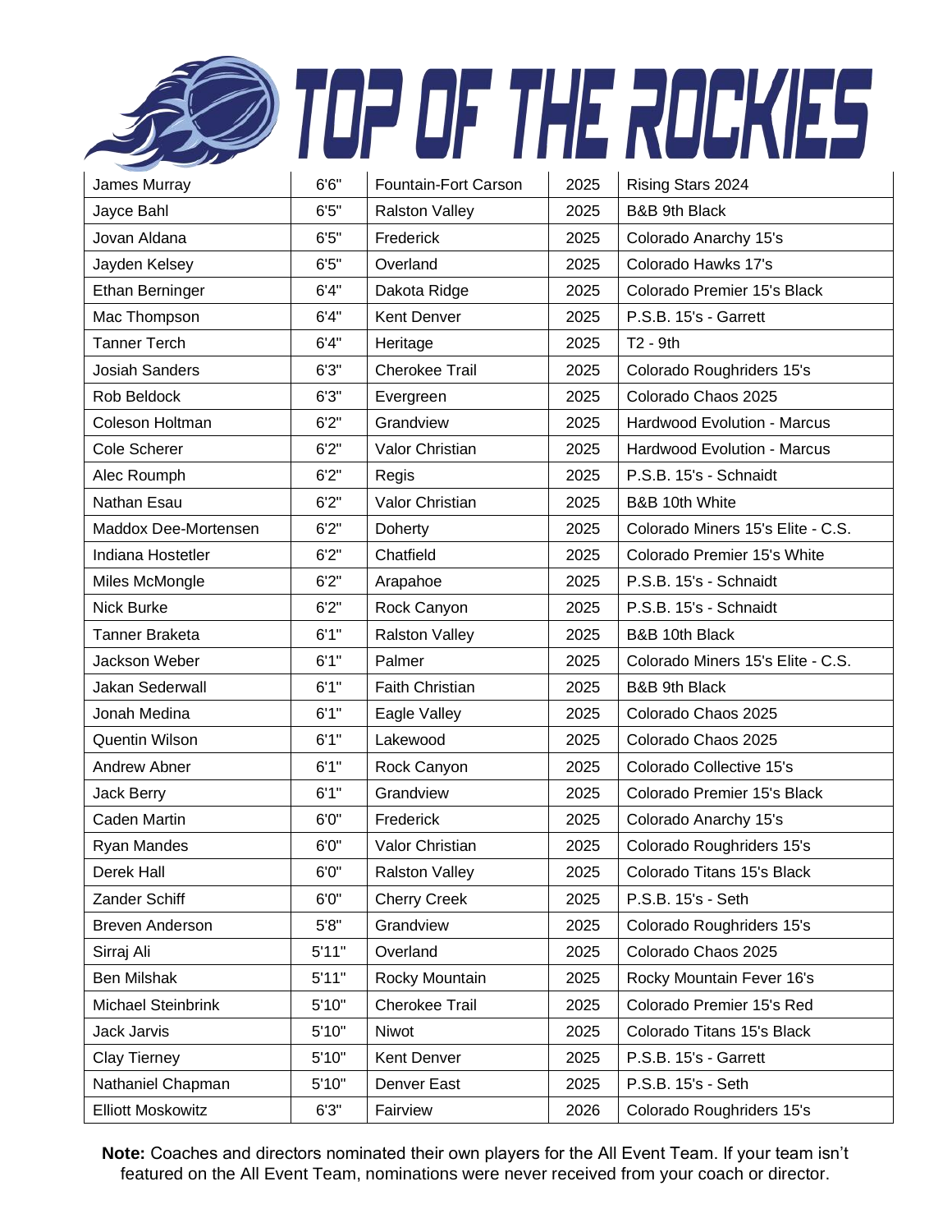# TOP OF THE ROCKIES

| | | | | |
|---|---|---|---|---|
| James Murray | 6'6" | Fountain-Fort Carson | 2025 | Rising Stars 2024 |
| Jayce Bahl | 6'5" | Ralston Valley | 2025 | B&B 9th Black |
| Jovan Aldana | 6'5" | Frederick | 2025 | Colorado Anarchy 15's |
| Jayden Kelsey | 6'5" | Overland | 2025 | Colorado Hawks 17's |
| Ethan Berninger | 6'4" | Dakota Ridge | 2025 | Colorado Premier 15's Black |
| Mac Thompson | 6'4" | Kent Denver | 2025 | P.S.B. 15's - Garrett |
| Tanner Terch | 6'4" | Heritage | 2025 | T2 - 9th |
| Josiah Sanders | 6'3" | Cherokee Trail | 2025 | Colorado Roughriders 15's |
| Rob Beldock | 6'3" | Evergreen | 2025 | Colorado Chaos 2025 |
| Coleson Holtman | 6'2" | Grandview | 2025 | Hardwood Evolution - Marcus |
| Cole Scherer | 6'2" | Valor Christian | 2025 | Hardwood Evolution - Marcus |
| Alec Roumph | 6'2" | Regis | 2025 | P.S.B. 15's - Schnaidt |
| Nathan Esau | 6'2" | Valor Christian | 2025 | B&B 10th White |
| Maddox Dee-Mortensen | 6'2" | Doherty | 2025 | Colorado Miners 15's Elite - C.S. |
| Indiana Hostetler | 6'2" | Chatfield | 2025 | Colorado Premier 15's White |
| Miles McMongle | 6'2" | Arapahoe | 2025 | P.S.B. 15's - Schnaidt |
| Nick Burke | 6'2" | Rock Canyon | 2025 | P.S.B. 15's - Schnaidt |
| Tanner Braketa | 6'1" | Ralston Valley | 2025 | B&B 10th Black |
| Jackson Weber | 6'1" | Palmer | 2025 | Colorado Miners 15's Elite - C.S. |
| Jakan Sederwall | 6'1" | Faith Christian | 2025 | B&B 9th Black |
| Jonah Medina | 6'1" | Eagle Valley | 2025 | Colorado Chaos 2025 |
| Quentin Wilson | 6'1" | Lakewood | 2025 | Colorado Chaos 2025 |
| Andrew Abner | 6'1" | Rock Canyon | 2025 | Colorado Collective 15's |
| Jack Berry | 6'1" | Grandview | 2025 | Colorado Premier 15's Black |
| Caden Martin | 6'0" | Frederick | 2025 | Colorado Anarchy 15's |
| Ryan Mandes | 6'0" | Valor Christian | 2025 | Colorado Roughriders 15's |
| Derek Hall | 6'0" | Ralston Valley | 2025 | Colorado Titans 15's Black |
| Zander Schiff | 6'0" | Cherry Creek | 2025 | P.S.B. 15's - Seth |
| Breven Anderson | 5'8" | Grandview | 2025 | Colorado Roughriders 15's |
| Sirraj Ali | 5'11" | Overland | 2025 | Colorado Chaos 2025 |
| Ben Milshak | 5'11" | Rocky Mountain | 2025 | Rocky Mountain Fever 16's |
| Michael Steinbrink | 5'10" | Cherokee Trail | 2025 | Colorado Premier 15's Red |
| Jack Jarvis | 5'10" | Niwot | 2025 | Colorado Titans 15's Black |
| Clay Tierney | 5'10" | Kent Denver | 2025 | P.S.B. 15's - Garrett |
| Nathaniel Chapman | 5'10" | Denver East | 2025 | P.S.B. 15's - Seth |
| Elliott Moskowitz | 6'3" | Fairview | 2026 | Colorado Roughriders 15's |

**Note:** Coaches and directors nominated their own players for the All Event Team. If your team isn't featured on the All Event Team, nominations were never received from your coach or director.